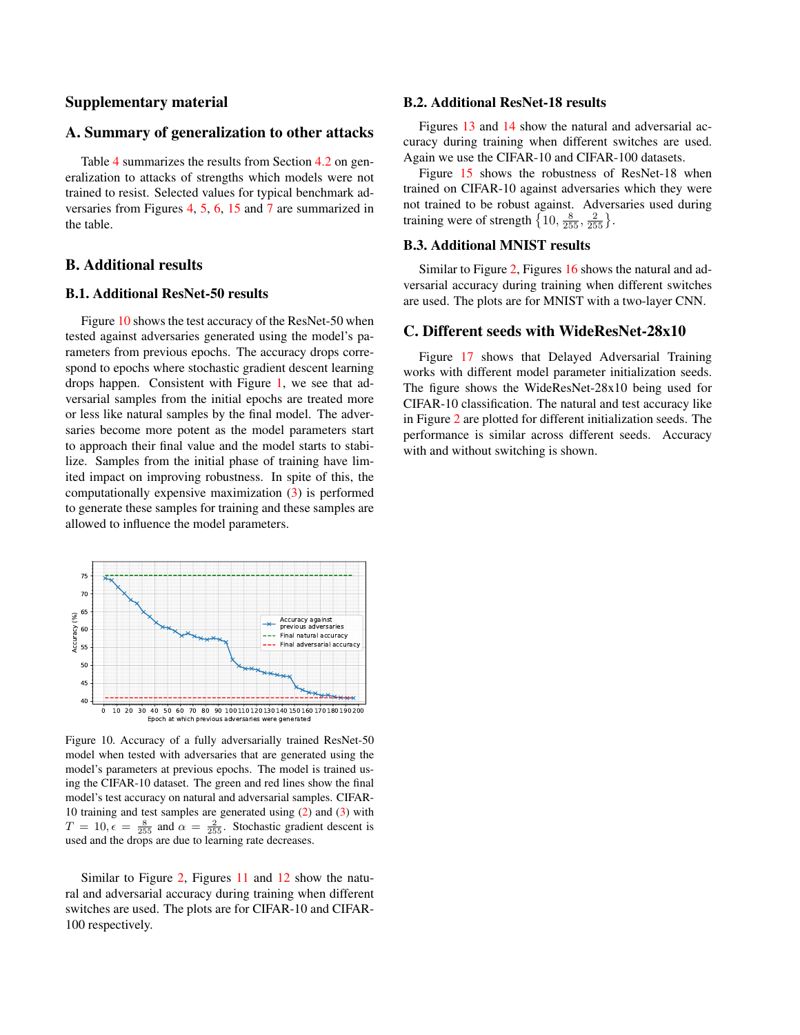## Supplementary material

## A. Summary of generalization to other attacks

Table 4 summarizes the results from Section 4.2 on generalization to attacks of strengths which models were not trained to resist. Selected values for typical benchmark adversaries from Figures 4, 5, 6, 15 and 7 are summarized in the table.

## B. Additional results

### B.1. Additional ResNet-50 results

Figure 10 shows the test accuracy of the ResNet-50 when tested against adversaries generated using the model's parameters from previous epochs. The accuracy drops correspond to epochs where stochastic gradient descent learning drops happen. Consistent with Figure 1, we see that adversarial samples from the initial epochs are treated more or less like natural samples by the final model. The adversaries become more potent as the model parameters start to approach their final value and the model starts to stabilize. Samples from the initial phase of training have limited impact on improving robustness. In spite of this, the computationally expensive maximization (3) is performed to generate these samples for training and these samples are allowed to influence the model parameters.

Figure 10. Accuracy of a fully adversarially trained ResNet-50 model when tested with adversaries that are generated using the model's parameters at previous epochs. The model is trained using the CIFAR-10 dataset. The green and red lines show the final model's test accuracy on natural and adversarial samples. CIFAR-10 training and test samples are generated using (2) and (3) with $T = 10, \epsilon = \frac{8}{255}$ and $\alpha = \frac{2}{255}$. Stochastic gradient descent is used and the drops are due to learning rate decreases.

Similar to Figure 2, Figures 11 and 12 show the natural and adversarial accuracy during training when different switches are used. The plots are for CIFAR-10 and CIFAR-100 respectively.

### B.2. Additional ResNet-18 results

Figures 13 and 14 show the natural and adversarial accuracy during training when different switches are used. Again we use the CIFAR-10 and CIFAR-100 datasets.

Figure 15 shows the robustness of ResNet-18 when trained on CIFAR-10 against adversaries which they were not trained to be robust against. Adversaries used during training were of strength $\{10, \frac{8}{255}, \frac{2}{255}\}$.

### B.3. Additional MNIST results

Similar to Figure 2, Figures 16 shows the natural and adversarial accuracy during training when different switches are used. The plots are for MNIST with a two-layer CNN.

## C. Different seeds with WideResNet-28x10

Figure 17 shows that Delayed Adversarial Training works with different model parameter initialization seeds. The figure shows the WideResNet-28x10 being used for CIFAR-10 classification. The natural and test accuracy like in Figure 2 are plotted for different initialization seeds. The performance is similar across different seeds. Accuracy with and without switching is shown.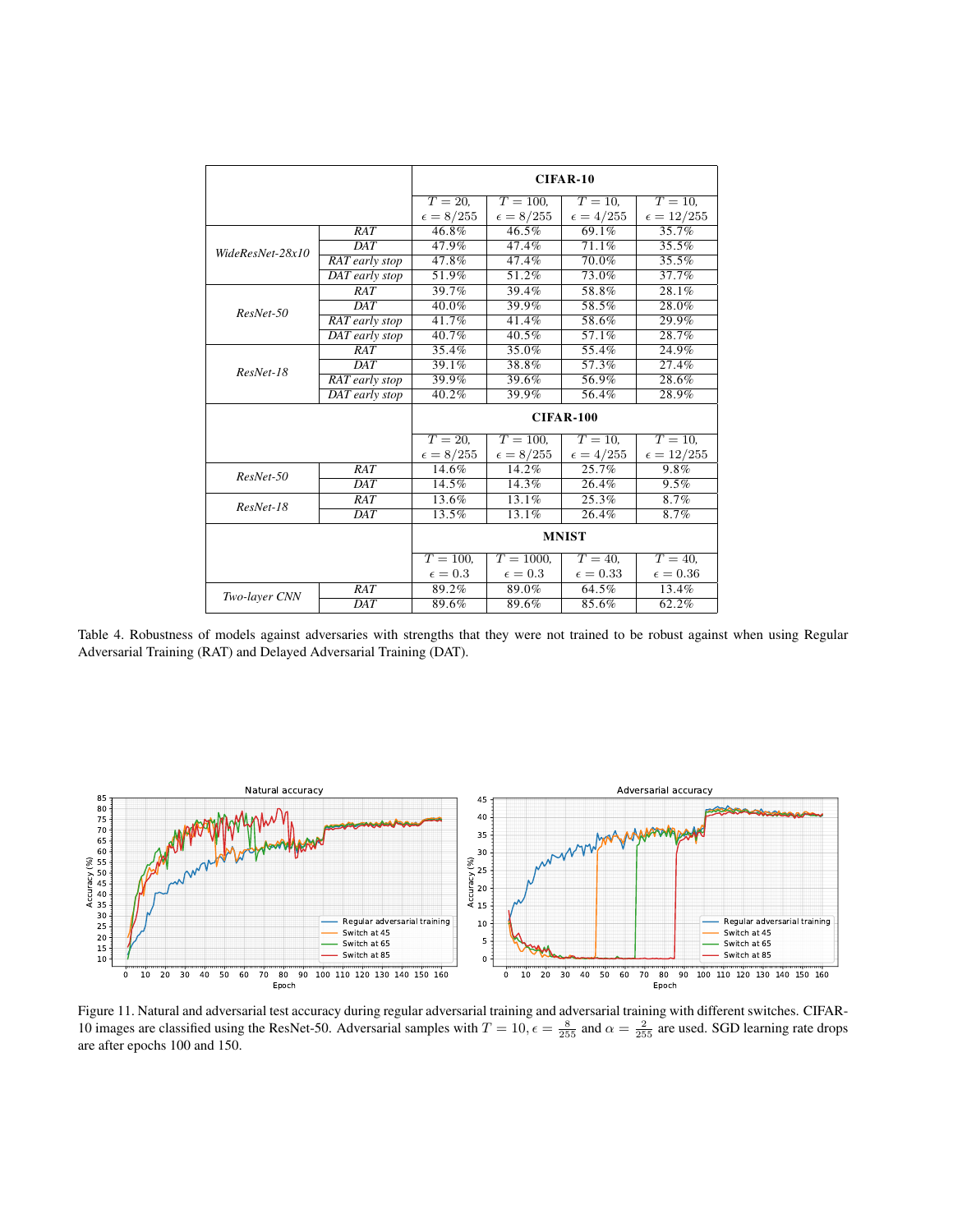| | | CIFAR-10 | | | |
|---|---|---|---|---|---|
| | | $T = 20$, $\epsilon = 8/255$ | $T = 100$, $\epsilon = 8/255$ | $T = 10$, $\epsilon = 4/255$ | $T = 10$, $\epsilon = 12/255$ |
| *WideResNet-28x10* | *RAT* | 46.8% | 46.5% | 69.1% | 35.7% |
| | *DAT* | 47.9% | 47.4% | 71.1% | 35.5% |
| | *RAT early stop* | 47.8% | 47.4% | 70.0% | 35.5% |
| | *DAT early stop* | 51.9% | 51.2% | 73.0% | 37.7% |
| *ResNet-50* | *RAT* | 39.7% | 39.4% | 58.8% | 28.1% |
| | *DAT* | 40.0% | 39.9% | 58.5% | 28.0% |
| | *RAT early stop* | 41.7% | 41.4% | 58.6% | 29.9% |
| | *DAT early stop* | 40.7% | 40.5% | 57.1% | 28.7% |
| *ResNet-18* | *RAT* | 35.4% | 35.0% | 55.4% | 24.9% |
| | *DAT* | 39.1% | 38.8% | 57.3% | 27.4% |
| | *RAT early stop* | 39.9% | 39.6% | 56.9% | 28.6% |
| | *DAT early stop* | 40.2% | 39.9% | 56.4% | 28.9% |
| | | **CIFAR-100** | | | |
| | | $T = 20$, $\epsilon = 8/255$ | $T = 100$, $\epsilon = 8/255$ | $T = 10$, $\epsilon = 4/255$ | $T = 10$, $\epsilon = 12/255$ |
| *ResNet-50* | *RAT* | 14.6% | 14.2% | 25.7% | 9.8% |
| | *DAT* | 14.5% | 14.3% | 26.4% | 9.5% |
| *ResNet-18* | *RAT* | 13.6% | 13.1% | 25.3% | 8.7% |
| | *DAT* | 13.5% | 13.1% | 26.4% | 8.7% |
| | | **MNIST** | | | |
| | | $T = 100$, $\epsilon = 0.3$ | $T = 1000$, $\epsilon = 0.3$ | $T = 40$, $\epsilon = 0.33$ | $T = 40$, $\epsilon = 0.36$ |
| *Two-layer CNN* | *RAT* | 89.2% | 89.0% | 64.5% | 13.4% |
| | *DAT* | 89.6% | 89.6% | 85.6% | 62.2% |

Table 4. Robustness of models against adversaries with strengths that they were not trained to be robust against when using Regular Adversarial Training (RAT) and Delayed Adversarial Training (DAT).

Figure 11. Natural and adversarial test accuracy during regular adversarial training and adversarial training with different switches. CIFAR-10 images are classified using the ResNet-50. Adversarial samples with $T = 10, \epsilon = \frac{8}{255}$ and $\alpha = \frac{2}{255}$ are used. SGD learning rate drops are after epochs 100 and 150.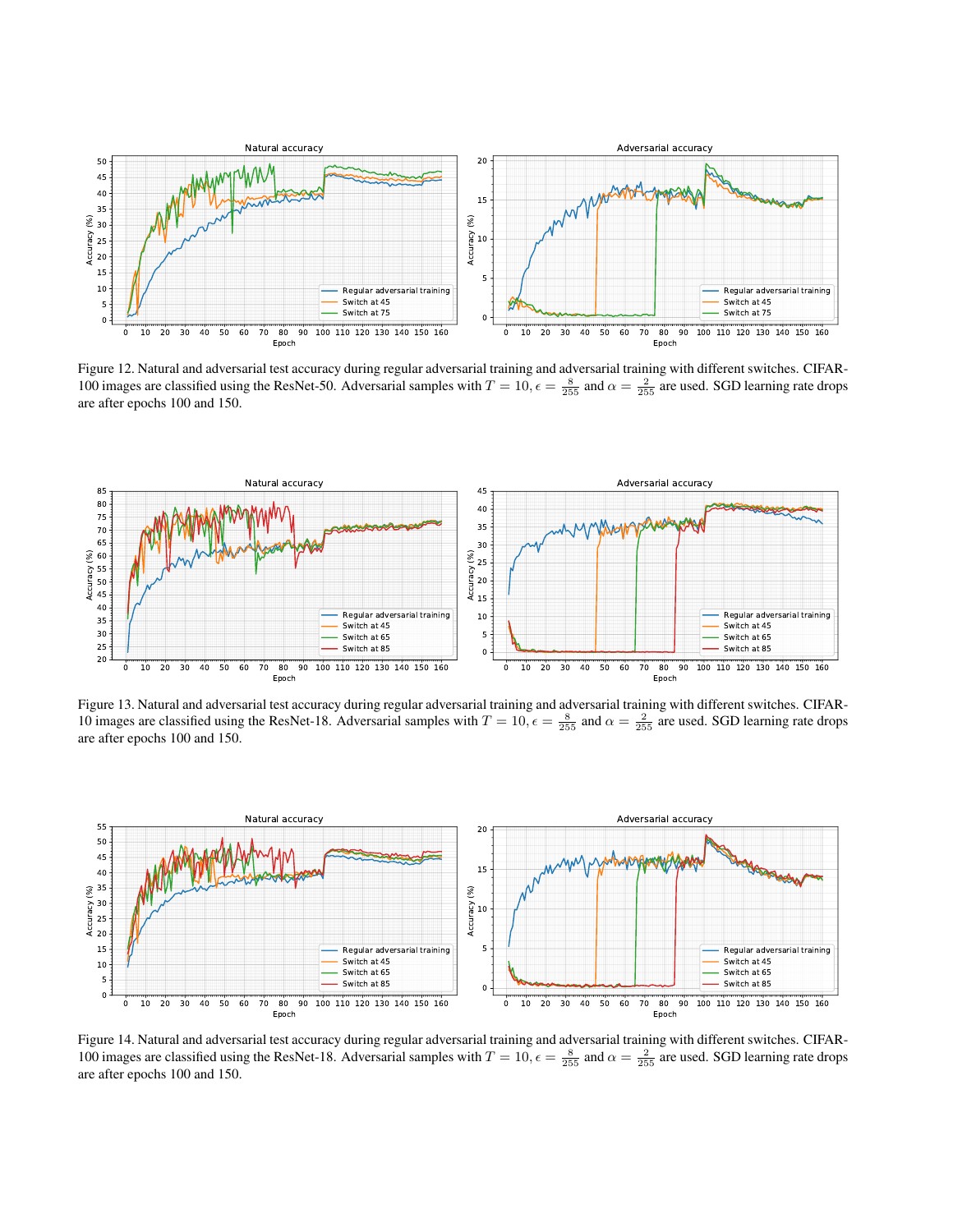Figure 12. Natural and adversarial test accuracy during regular adversarial training and adversarial training with different switches. CIFAR-100 images are classified using the ResNet-50. Adversarial samples with $T = 10, \epsilon = \frac{8}{255}$ and $\alpha = \frac{2}{255}$ are used. SGD learning rate drops are after epochs 100 and 150.

Figure 13. Natural and adversarial test accuracy during regular adversarial training and adversarial training with different switches. CIFAR-10 images are classified using the ResNet-18. Adversarial samples with $T = 10, \epsilon = \frac{8}{255}$ and $\alpha = \frac{2}{255}$ are used. SGD learning rate drops are after epochs 100 and 150.

Figure 14. Natural and adversarial test accuracy during regular adversarial training and adversarial training with different switches. CIFAR-100 images are classified using the ResNet-18. Adversarial samples with $T = 10, \epsilon = \frac{8}{255}$ and $\alpha = \frac{2}{255}$ are used. SGD learning rate drops are after epochs 100 and 150.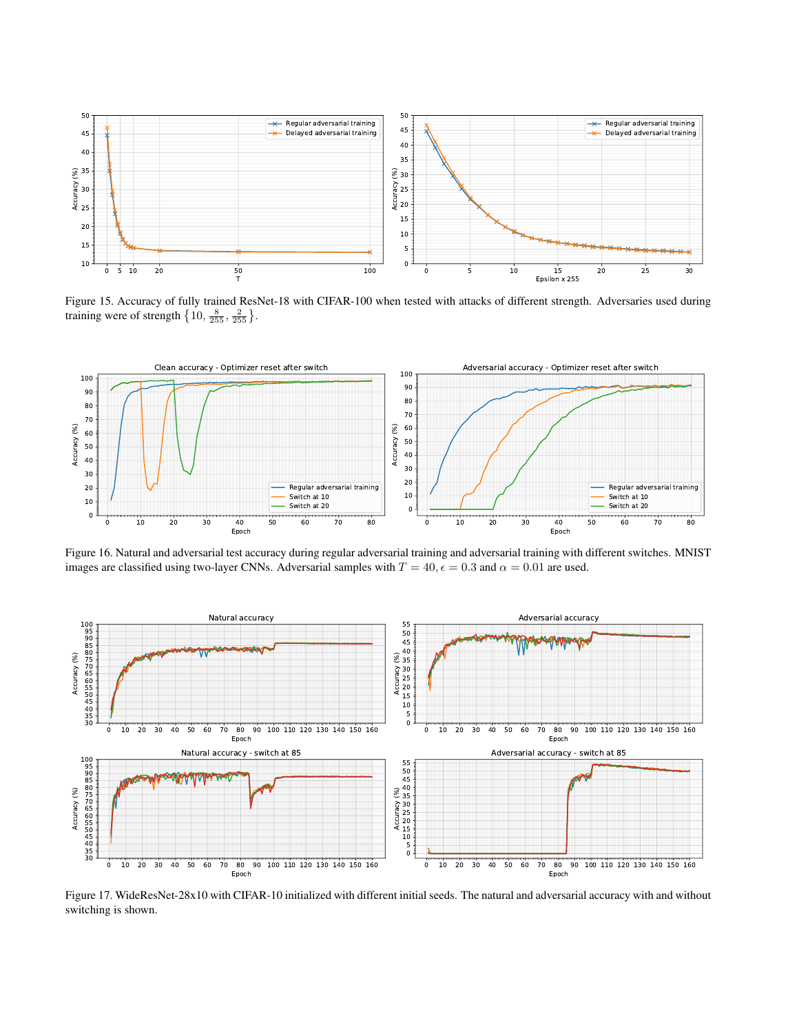Regular adversarial training
Delayed adversarial training

Accuracy (%)

T

Regular adversarial training
Delayed adversarial training

Accuracy (%)

Epsilon x 255

Figure 15. Accuracy of fully trained ResNet-18 with CIFAR-100 when tested with attacks of different strength. Adversaries used during training were of strength $\{10, \frac{8}{255}, \frac{2}{255}\}$.

Clean accuracy - Optimizer reset after switch

Regular adversarial training
Switch at 10
Switch at 20

Accuracy (%)

Epoch

Adversarial accuracy - Optimizer reset after switch

Regular adversarial training
Switch at 10
Switch at 20

Accuracy (%)

Epoch

Figure 16. Natural and adversarial test accuracy during regular adversarial training and adversarial training with different switches. MNIST images are classified using two-layer CNNs. Adversarial samples with $T = 40$, $\epsilon = 0.3$ and $\alpha = 0.01$ are used.

Natural accuracy

Accuracy (%)

Epoch

Adversarial accuracy

Accuracy (%)

Epoch

Natural accuracy - switch at 85

Accuracy (%)

Epoch

Adversarial accuracy - switch at 85

Accuracy (%)

Epoch

Figure 17. WideResNet-28x10 with CIFAR-10 initialized with different initial seeds. The natural and adversarial accuracy with and without switching is shown.